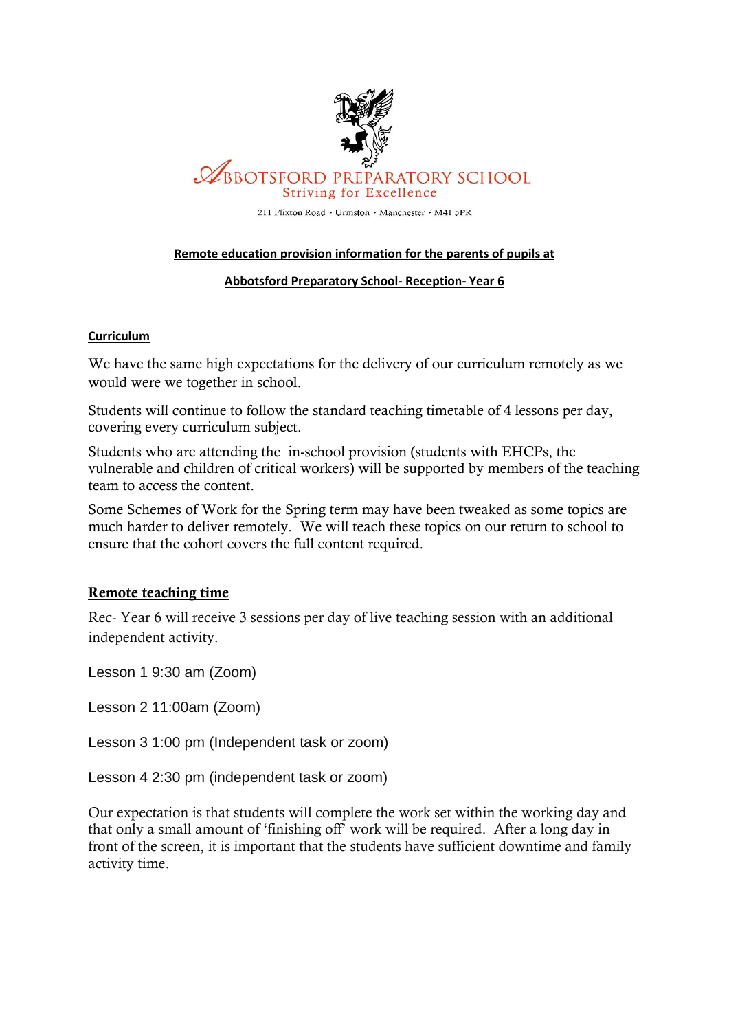ABBOTSFORD PREPARATORY SCHOOL
Striving for Excellence

211 Flixton Road · Urmston · Manchester · M41 5PR

## Remote education provision information for the parents of pupils at

## Abbotsford Preparatory School- Reception- Year 6

### Curriculum

We have the same high expectations for the delivery of our curriculum remotely as we would were we together in school.

Students will continue to follow the standard teaching timetable of 4 lessons per day, covering every curriculum subject.

Students who are attending the in-school provision (students with EHCPs, the vulnerable and children of critical workers) will be supported by members of the teaching team to access the content.

Some Schemes of Work for the Spring term may have been tweaked as some topics are much harder to deliver remotely. We will teach these topics on our return to school to ensure that the cohort covers the full content required.

### Remote teaching time

Rec- Year 6 will receive 3 sessions per day of live teaching session with an additional independent activity.

Lesson 1 9:30 am (Zoom)

Lesson 2 11:00am (Zoom)

Lesson 3 1:00 pm (Independent task or zoom)

Lesson 4 2:30 pm (independent task or zoom)

Our expectation is that students will complete the work set within the working day and that only a small amount of 'finishing off' work will be required. After a long day in front of the screen, it is important that the students have sufficient downtime and family activity time.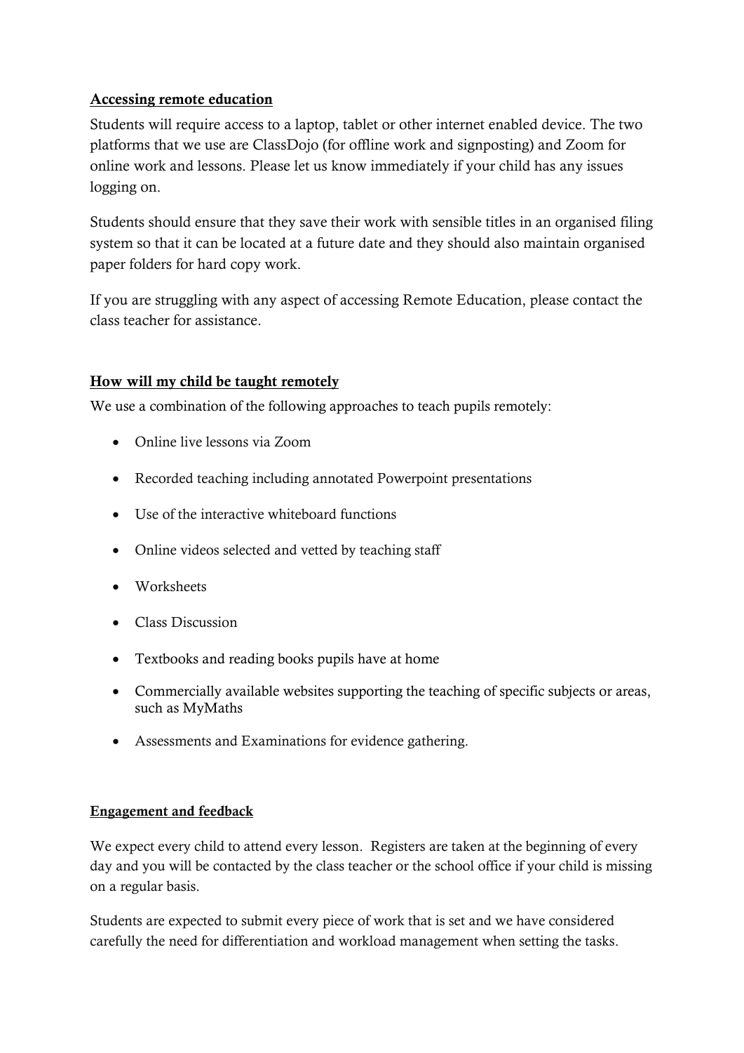## Accessing remote education

Students will require access to a laptop, tablet or other internet enabled device. The two platforms that we use are ClassDojo (for offline work and signposting) and Zoom for online work and lessons. Please let us know immediately if your child has any issues logging on.

Students should ensure that they save their work with sensible titles in an organised filing system so that it can be located at a future date and they should also maintain organised paper folders for hard copy work.

If you are struggling with any aspect of accessing Remote Education, please contact the class teacher for assistance.

## How will my child be taught remotely

We use a combination of the following approaches to teach pupils remotely:

- Online live lessons via Zoom
- Recorded teaching including annotated Powerpoint presentations
- Use of the interactive whiteboard functions
- Online videos selected and vetted by teaching staff
- Worksheets
- Class Discussion
- Textbooks and reading books pupils have at home
- Commercially available websites supporting the teaching of specific subjects or areas, such as MyMaths
- Assessments and Examinations for evidence gathering.

## Engagement and feedback

We expect every child to attend every lesson. Registers are taken at the beginning of every day and you will be contacted by the class teacher or the school office if your child is missing on a regular basis.

Students are expected to submit every piece of work that is set and we have considered carefully the need for differentiation and workload management when setting the tasks.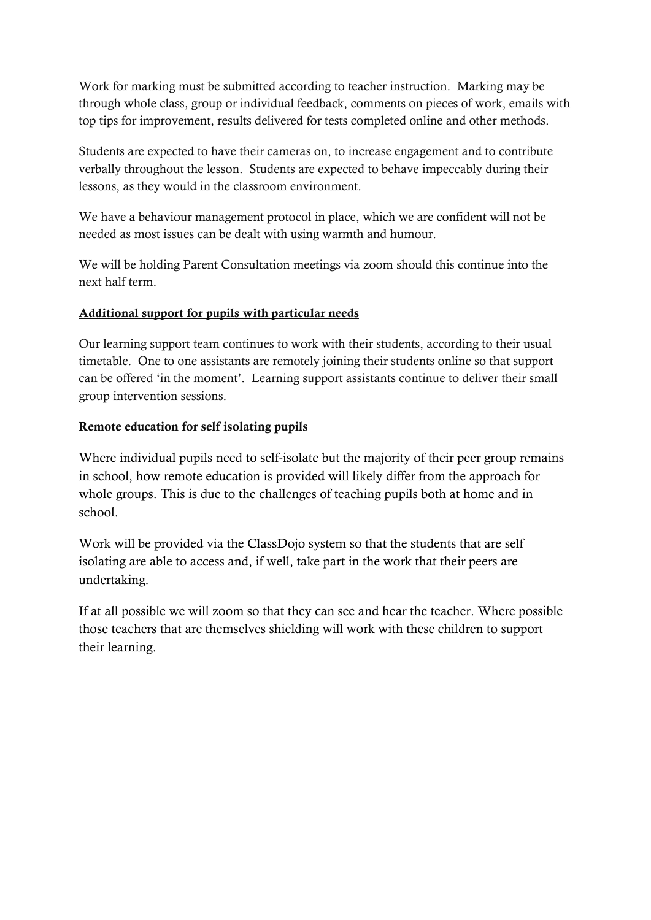Work for marking must be submitted according to teacher instruction. Marking may be through whole class, group or individual feedback, comments on pieces of work, emails with top tips for improvement, results delivered for tests completed online and other methods.

Students are expected to have their cameras on, to increase engagement and to contribute verbally throughout the lesson. Students are expected to behave impeccably during their lessons, as they would in the classroom environment.

We have a behaviour management protocol in place, which we are confident will not be needed as most issues can be dealt with using warmth and humour.

We will be holding Parent Consultation meetings via zoom should this continue into the next half term.

**Additional support for pupils with particular needs**

Our learning support team continues to work with their students, according to their usual timetable. One to one assistants are remotely joining their students online so that support can be offered 'in the moment'. Learning support assistants continue to deliver their small group intervention sessions.

**Remote education for self isolating pupils**

Where individual pupils need to self-isolate but the majority of their peer group remains in school, how remote education is provided will likely differ from the approach for whole groups. This is due to the challenges of teaching pupils both at home and in school.

Work will be provided via the ClassDojo system so that the students that are self isolating are able to access and, if well, take part in the work that their peers are undertaking.

If at all possible we will zoom so that they can see and hear the teacher. Where possible those teachers that are themselves shielding will work with these children to support their learning.